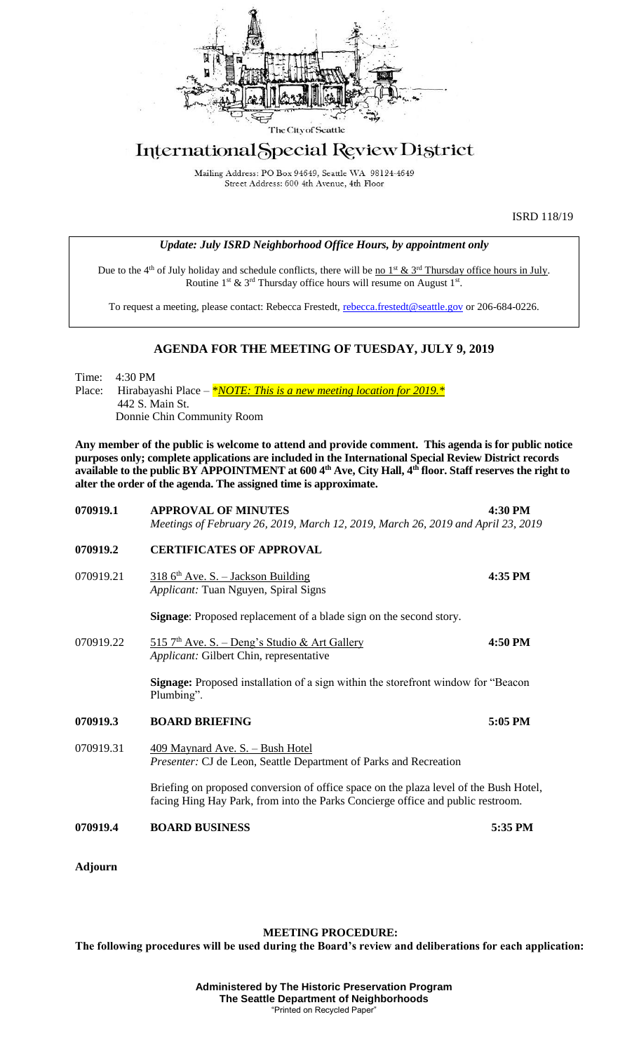The City of Seattle

# International Special Review District

Mailing Address: PO Box 94649, Seattle WA 98124-4649
Street Address: 600 4th Avenue, 4th Floor

ISRD 118/19

***Update: July ISRD Neighborhood Office Hours, by appointment only***

Due to the 4th of July holiday and schedule conflicts, there will be no 1st & 3rd Thursday office hours in July. Routine 1st & 3rd Thursday office hours will resume on August 1st.

To request a meeting, please contact: Rebecca Frestedt, rebecca.frestedt@seattle.gov or 206-684-0226.

## AGENDA FOR THE MEETING OF TUESDAY, JULY 9, 2019

Time: 4:30 PM
Place: Hirabayashi Place – ***NOTE: This is a new meeting location for 2019.***
442 S. Main St.
Donnie Chin Community Room

**Any member of the public is welcome to attend and provide comment. This agenda is for public notice purposes only; complete applications are included in the International Special Review District records available to the public BY APPOINTMENT at 600 4th Ave, City Hall, 4th floor. Staff reserves the right to alter the order of the agenda. The assigned time is approximate.**

**070919.1 APPROVAL OF MINUTES** **4:30 PM**
*Meetings of February 26, 2019, March 12, 2019, March 26, 2019 and April 23, 2019*

**070919.2 CERTIFICATES OF APPROVAL**

070919.21 318 6th Ave. S. – Jackson Building **4:35 PM**
*Applicant:* Tuan Nguyen, Spiral Signs

**Signage**: Proposed replacement of a blade sign on the second story.

070919.22 515 7th Ave. S. – Deng's Studio & Art Gallery **4:50 PM**
*Applicant:* Gilbert Chin, representative

**Signage:** Proposed installation of a sign within the storefront window for "Beacon Plumbing".

**070919.3 BOARD BRIEFING** **5:05 PM**

070919.31 409 Maynard Ave. S. – Bush Hotel
*Presenter:* CJ de Leon, Seattle Department of Parks and Recreation

Briefing on proposed conversion of office space on the plaza level of the Bush Hotel, facing Hing Hay Park, from into the Parks Concierge office and public restroom.

**070919.4 BOARD BUSINESS** **5:35 PM**

**Adjourn**

**MEETING PROCEDURE:**
**The following procedures will be used during the Board's review and deliberations for each application:**

**Administered by The Historic Preservation Program**
**The Seattle Department of Neighborhoods**
"Printed on Recycled Paper"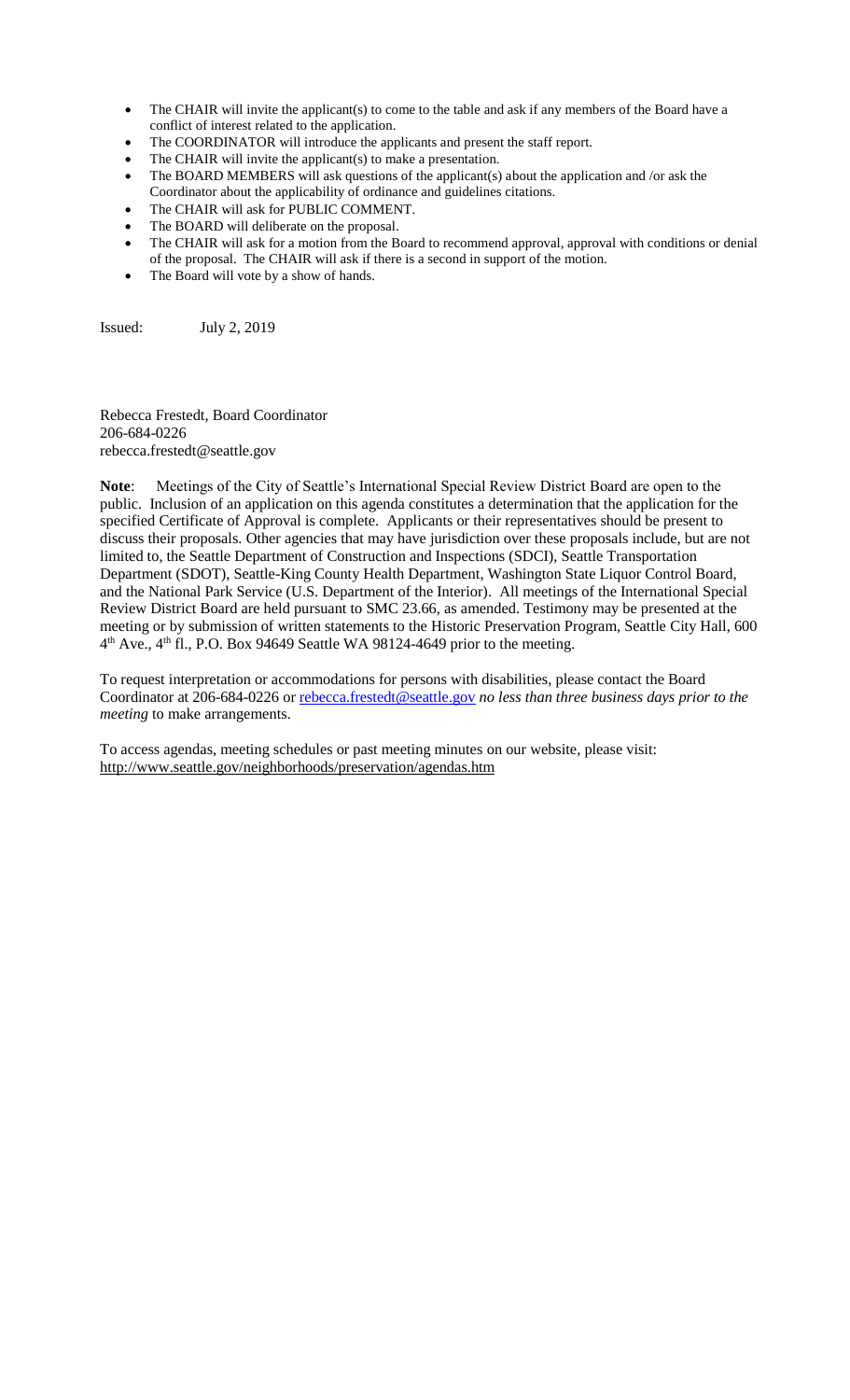- The CHAIR will invite the applicant(s) to come to the table and ask if any members of the Board have a conflict of interest related to the application.
- The COORDINATOR will introduce the applicants and present the staff report.
- The CHAIR will invite the applicant(s) to make a presentation.
- The BOARD MEMBERS will ask questions of the applicant(s) about the application and /or ask the Coordinator about the applicability of ordinance and guidelines citations.
- The CHAIR will ask for PUBLIC COMMENT.
- The BOARD will deliberate on the proposal.
- The CHAIR will ask for a motion from the Board to recommend approval, approval with conditions or denial of the proposal. The CHAIR will ask if there is a second in support of the motion.
- The Board will vote by a show of hands.

Issued: July 2, 2019

Rebecca Frestedt, Board Coordinator
206-684-0226
rebecca.frestedt@seattle.gov

**Note**: Meetings of the City of Seattle's International Special Review District Board are open to the public. Inclusion of an application on this agenda constitutes a determination that the application for the specified Certificate of Approval is complete. Applicants or their representatives should be present to discuss their proposals. Other agencies that may have jurisdiction over these proposals include, but are not limited to, the Seattle Department of Construction and Inspections (SDCI), Seattle Transportation Department (SDOT), Seattle-King County Health Department, Washington State Liquor Control Board, and the National Park Service (U.S. Department of the Interior). All meetings of the International Special Review District Board are held pursuant to SMC 23.66, as amended. Testimony may be presented at the meeting or by submission of written statements to the Historic Preservation Program, Seattle City Hall, 600 4th Ave., 4th fl., P.O. Box 94649 Seattle WA 98124-4649 prior to the meeting.

To request interpretation or accommodations for persons with disabilities, please contact the Board Coordinator at 206-684-0226 or rebecca.frestedt@seattle.gov *no less than three business days prior to the meeting* to make arrangements.

To access agendas, meeting schedules or past meeting minutes on our website, please visit:
http://www.seattle.gov/neighborhoods/preservation/agendas.htm